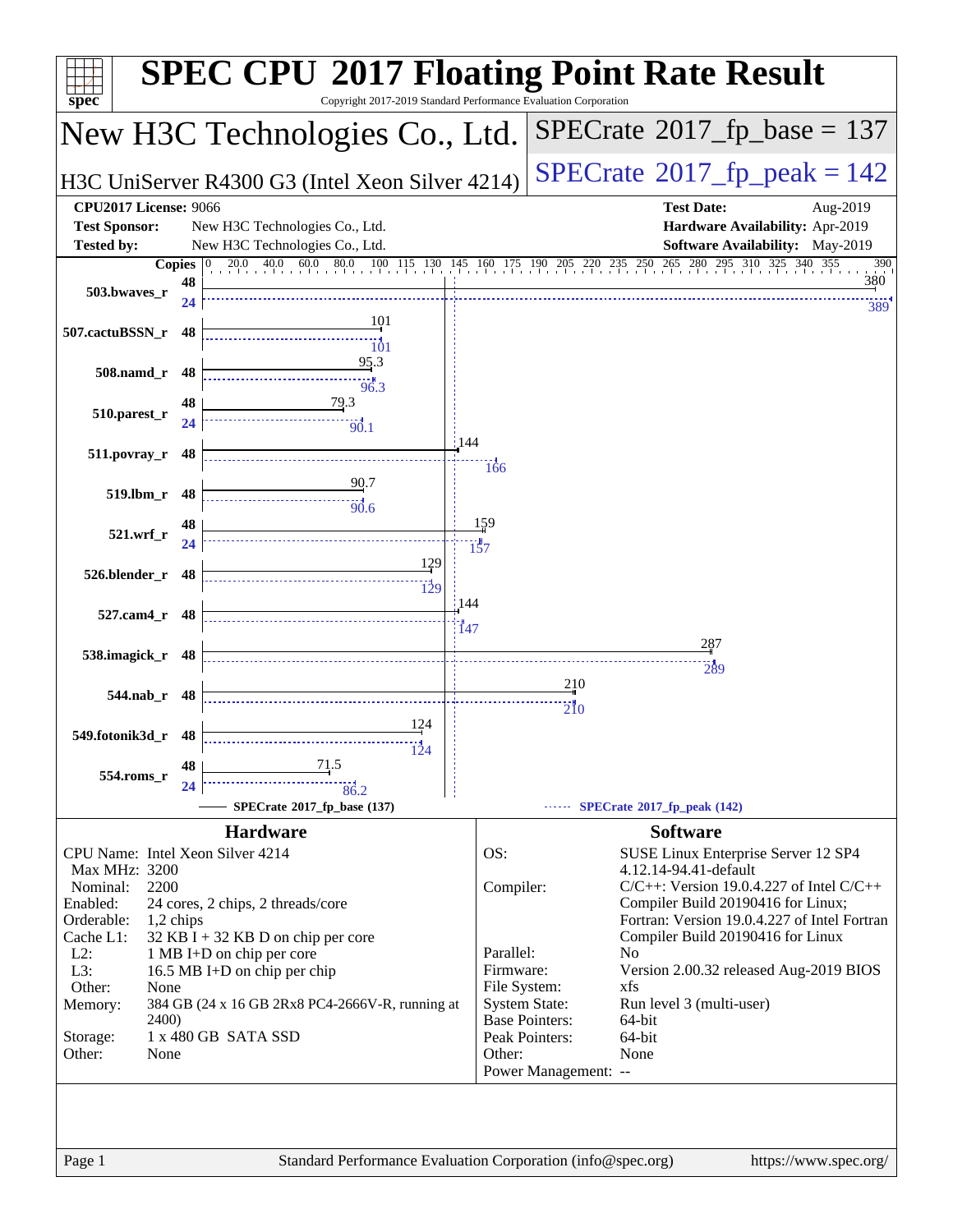# SPEC CPU 2017 Floating Point Rate Result

Copyright 2017-2019 Standard Performance Evaluation Corporation

## New H3C Technologies Co., Ltd.

H3C UniServer R4300 G3 (Intel Xeon Silver 4214)

SPECrate 2017_fp_base = 137

SPECrate 2017_fp_peak = 142

**CPU2017 License:** 9066
**Test Sponsor:** New H3C Technologies Co., Ltd.
**Tested by:** New H3C Technologies Co., Ltd.

**Test Date:** Aug-2019
**Hardware Availability:** Apr-2019
**Software Availability:** May-2019

| Benchmark | Copies (base) | Base | Copies (peak) | Peak |
|---|---|---|---|---|
| 503.bwaves_r | 48 | 380 | 24 | 389 |
| 507.cactuBSSN_r | 48 | 101 | 48 | 101 |
| 508.namd_r | 48 | 95.3 | 48 | 96.3 |
| 510.parest_r | 48 | 79.3 | 24 | 90.1 |
| 511.povray_r | 48 | 144 | 48 | 166 |
| 519.lbm_r | 48 | 90.7 | 48 | 90.6 |
| 521.wrf_r | 48 | 159 | 24 | 157 |
| 526.blender_r | 48 | 129 | 48 | 129 |
| 527.cam4_r | 48 | 144 | 48 | 147 |
| 538.imagick_r | 48 | 287 | 48 | 289 |
| 544.nab_r | 48 | 210 | 48 | 210 |
| 549.fotonik3d_r | 48 | 124 | 48 | 124 |
| 554.roms_r | 48 | 71.5 | 24 | 86.2 |

SPECrate 2017_fp_base (137) — SPECrate 2017_fp_peak (142)

## Hardware

| | |
|---|---|
| CPU Name: | Intel Xeon Silver 4214 |
| Max MHz: | 3200 |
| Nominal: | 2200 |
| Enabled: | 24 cores, 2 chips, 2 threads/core |
| Orderable: | 1,2 chips |
| Cache L1: | 32 KB I + 32 KB D on chip per core |
| L2: | 1 MB I+D on chip per core |
| L3: | 16.5 MB I+D on chip per chip |
| Other: | None |
| Memory: | 384 GB (24 x 16 GB 2Rx8 PC4-2666V-R, running at 2400) |
| Storage: | 1 x 480 GB SATA SSD |
| Other: | None |

## Software

| | |
|---|---|
| OS: | SUSE Linux Enterprise Server 12 SP4 4.12.14-94.41-default |
| Compiler: | C/C++: Version 19.0.4.227 of Intel C/C++ Compiler Build 20190416 for Linux; Fortran: Version 19.0.4.227 of Intel Fortran Compiler Build 20190416 for Linux |
| Parallel: | No |
| Firmware: | Version 2.00.32 released Aug-2019 BIOS |
| File System: | xfs |
| System State: | Run level 3 (multi-user) |
| Base Pointers: | 64-bit |
| Peak Pointers: | 64-bit |
| Other: | None |
| Power Management: | -- |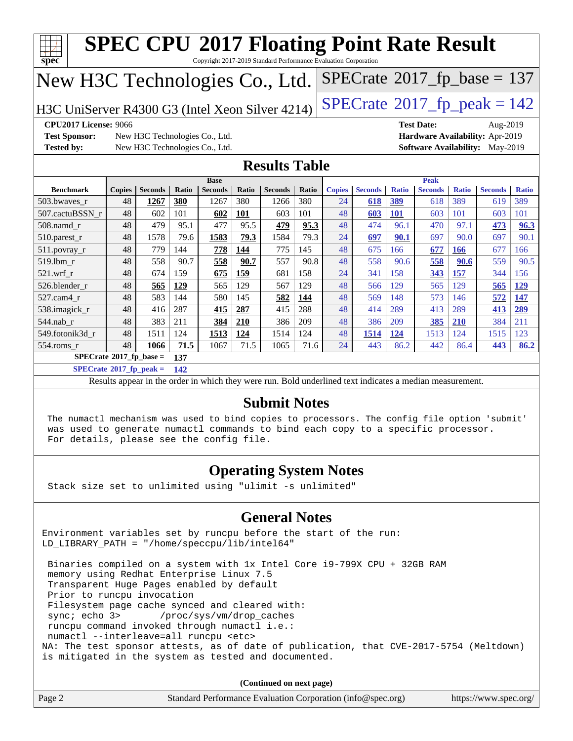# SPEC CPU 2017 Floating Point Rate Result

Copyright 2017-2019 Standard Performance Evaluation Corporation

## New H3C Technologies Co., Ltd.

H3C UniServer R4300 G3 (Intel Xeon Silver 4214)

SPECrate 2017_fp_base = 137

SPECrate 2017_fp_peak = 142

**CPU2017 License:** 9066
**Test Sponsor:** New H3C Technologies Co., Ltd.
**Tested by:** New H3C Technologies Co., Ltd.
**Test Date:** Aug-2019
**Hardware Availability:** Apr-2019
**Software Availability:** May-2019

## Results Table

| Benchmark | Base | | | | | | | Peak | | | | | | |
|---|---|---|---|---|---|---|---|---|---|---|---|---|---|---|
| | Copies | Seconds | Ratio | Seconds | Ratio | Seconds | Ratio | Copies | Seconds | Ratio | Seconds | Ratio | Seconds | Ratio |
| 503.bwaves_r | 48 | **1267** | **380** | 1267 | 380 | 1266 | 380 | 24 | **618** | **389** | 618 | 389 | 619 | 389 |
| 507.cactuBSSN_r | 48 | 602 | 101 | **602** | **101** | 603 | 101 | 48 | **603** | **101** | 603 | 101 | 603 | 101 |
| 508.namd_r | 48 | 479 | 95.1 | 477 | 95.5 | **479** | **95.3** | 48 | 474 | 96.1 | 470 | 97.1 | **473** | **96.3** |
| 510.parest_r | 48 | 1578 | 79.6 | **1583** | **79.3** | 1584 | 79.3 | 24 | **697** | **90.1** | 697 | 90.0 | 697 | 90.1 |
| 511.povray_r | 48 | 779 | 144 | **778** | **144** | 775 | 145 | 48 | 675 | 166 | **677** | **166** | 677 | 166 |
| 519.lbm_r | 48 | 558 | 90.7 | **558** | **90.7** | 557 | 90.8 | 48 | 558 | 90.6 | **558** | **90.6** | 559 | 90.5 |
| 521.wrf_r | 48 | 674 | 159 | **675** | **159** | 681 | 158 | 24 | 341 | 158 | **343** | **157** | 344 | 156 |
| 526.blender_r | 48 | **565** | **129** | 565 | 129 | 567 | 129 | 48 | 566 | 129 | 565 | 129 | **565** | **129** |
| 527.cam4_r | 48 | 583 | 144 | 580 | 145 | **582** | **144** | 48 | 569 | 148 | 573 | 146 | **572** | **147** |
| 538.imagick_r | 48 | 416 | 287 | **415** | **287** | 415 | 288 | 48 | 414 | 289 | 413 | 289 | **413** | **289** |
| 544.nab_r | 48 | 383 | 211 | **384** | **210** | 386 | 209 | 48 | 386 | 209 | **385** | **210** | 384 | 211 |
| 549.fotonik3d_r | 48 | 1511 | 124 | **1513** | **124** | 1514 | 124 | 48 | **1514** | **124** | 1513 | 124 | 1515 | 123 |
| 554.roms_r | 48 | **1066** | **71.5** | 1067 | 71.5 | 1065 | 71.6 | 24 | 443 | 86.2 | 442 | 86.4 | **443** | **86.2** |

**SPECrate 2017_fp_base = 137**

**SPECrate 2017_fp_peak = 142**

Results appear in the order in which they were run. Bold underlined text indicates a median measurement.

## Submit Notes

```
The numactl mechanism was used to bind copies to processors. The config file option 'submit'
was used to generate numactl commands to bind each copy to a specific processor.
For details, please see the config file.
```

## Operating System Notes

```
Stack size set to unlimited using "ulimit -s unlimited"
```

## General Notes

```
Environment variables set by runcpu before the start of the run:
LD_LIBRARY_PATH = "/home/speccpu/lib/intel64"

 Binaries compiled on a system with 1x Intel Core i9-799X CPU + 32GB RAM
 memory using Redhat Enterprise Linux 7.5
 Transparent Huge Pages enabled by default
 Prior to runcpu invocation
 Filesystem page cache synced and cleared with:
 sync; echo 3>       /proc/sys/vm/drop_caches
 runcpu command invoked through numactl i.e.:
 numactl --interleave=all runcpu <etc>
NA: The test sponsor attests, as of date of publication, that CVE-2017-5754 (Meltdown)
is mitigated in the system as tested and documented.
```

**(Continued on next page)**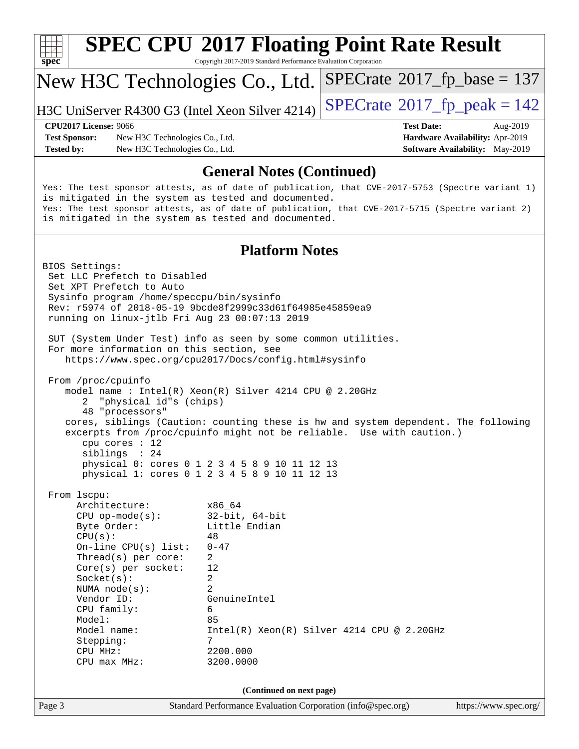# SPEC CPU 2017 Floating Point Rate Result

Copyright 2017-2019 Standard Performance Evaluation Corporation

## New H3C Technologies Co., Ltd.

H3C UniServer R4300 G3 (Intel Xeon Silver 4214)

SPECrate 2017_fp_base = 137

SPECrate 2017_fp_peak = 142

**CPU2017 License:** 9066
**Test Sponsor:** New H3C Technologies Co., Ltd.
**Tested by:** New H3C Technologies Co., Ltd.

**Test Date:** Aug-2019
**Hardware Availability:** Apr-2019
**Software Availability:** May-2019

## General Notes (Continued)

```
Yes: The test sponsor attests, as of date of publication, that CVE-2017-5753 (Spectre variant 1)
is mitigated in the system as tested and documented.
Yes: The test sponsor attests, as of date of publication, that CVE-2017-5715 (Spectre variant 2)
is mitigated in the system as tested and documented.
```

## Platform Notes

```
BIOS Settings:
 Set LLC Prefetch to Disabled
 Set XPT Prefetch to Auto
 Sysinfo program /home/speccpu/bin/sysinfo
 Rev: r5974 of 2018-05-19 9bcde8f2999c33d61f64985e45859ea9
 running on linux-jtlb Fri Aug 23 00:07:13 2019

 SUT (System Under Test) info as seen by some common utilities.
 For more information on this section, see
    https://www.spec.org/cpu2017/Docs/config.html#sysinfo

 From /proc/cpuinfo
    model name : Intel(R) Xeon(R) Silver 4214 CPU @ 2.20GHz
       2  "physical id"s (chips)
       48 "processors"
    cores, siblings (Caution: counting these is hw and system dependent. The following
    excerpts from /proc/cpuinfo might not be reliable.  Use with caution.)
       cpu cores : 12
       siblings  : 24
       physical 0: cores 0 1 2 3 4 5 8 9 10 11 12 13
       physical 1: cores 0 1 2 3 4 5 8 9 10 11 12 13

 From lscpu:
      Architecture:          x86_64
      CPU op-mode(s):        32-bit, 64-bit
      Byte Order:            Little Endian
      CPU(s):                48
      On-line CPU(s) list:   0-47
      Thread(s) per core:    2
      Core(s) per socket:    12
      Socket(s):             2
      NUMA node(s):          2
      Vendor ID:             GenuineIntel
      CPU family:            6
      Model:                 85
      Model name:            Intel(R) Xeon(R) Silver 4214 CPU @ 2.20GHz
      Stepping:              7
      CPU MHz:               2200.000
      CPU max MHz:           3200.0000
```

(Continued on next page)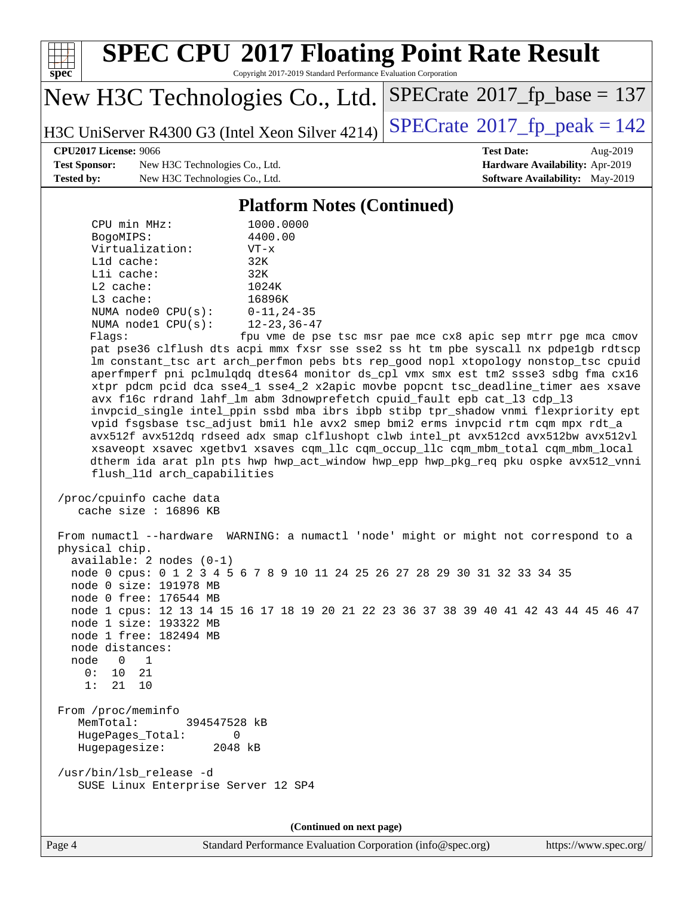# SPEC CPU 2017 Floating Point Rate Result

Copyright 2017-2019 Standard Performance Evaluation Corporation

**New H3C Technologies Co., Ltd.**

H3C UniServer R4300 G3 (Intel Xeon Silver 4214)

SPECrate 2017_fp_base = 137

SPECrate 2017_fp_peak = 142

| | | | |
|---|---|---|---|
| **CPU2017 License:** | 9066 | **Test Date:** | Aug-2019 |
| **Test Sponsor:** | New H3C Technologies Co., Ltd. | **Hardware Availability:** | Apr-2019 |
| **Tested by:** | New H3C Technologies Co., Ltd. | **Software Availability:** | May-2019 |

## Platform Notes (Continued)

```
     CPU min MHz:           1000.0000
     BogoMIPS:              4400.00
     Virtualization:        VT-x
     L1d cache:             32K
     L1i cache:             32K
     L2 cache:              1024K
     L3 cache:              16896K
     NUMA node0 CPU(s):     0-11,24-35
     NUMA node1 CPU(s):     12-23,36-47
     Flags:                 fpu vme de pse tsc msr pae mce cx8 apic sep mtrr pge mca cmov
     pat pse36 clflush dts acpi mmx fxsr sse sse2 ss ht tm pbe syscall nx pdpe1gb rdtscp
     lm constant_tsc art arch_perfmon pebs bts rep_good nopl xtopology nonstop_tsc cpuid
     aperfmperf pni pclmulqdq dtes64 monitor ds_cpl vmx smx est tm2 ssse3 sdbg fma cx16
     xtpr pdcm pcid dca sse4_1 sse4_2 x2apic movbe popcnt tsc_deadline_timer aes xsave
     avx f16c rdrand lahf_lm abm 3dnowprefetch cpuid_fault epb cat_l3 cdp_l3
     invpcid_single intel_ppin ssbd mba ibrs ibpb stibp tpr_shadow vnmi flexpriority ept
     vpid fsgsbase tsc_adjust bmi1 hle avx2 smep bmi2 erms invpcid rtm cqm mpx rdt_a
     avx512f avx512dq rdseed adx smap clflushopt clwb intel_pt avx512cd avx512bw avx512vl
     xsaveopt xsavec xgetbv1 xsaves cqm_llc cqm_occup_llc cqm_mbm_total cqm_mbm_local
     dtherm ida arat pln pts hwp hwp_act_window hwp_epp hwp_pkg_req pku ospke avx512_vnni
     flush_l1d arch_capabilities

 /proc/cpuinfo cache data
    cache size : 16896 KB

 From numactl --hardware  WARNING: a numactl 'node' might or might not correspond to a
 physical chip.
   available: 2 nodes (0-1)
   node 0 cpus: 0 1 2 3 4 5 6 7 8 9 10 11 24 25 26 27 28 29 30 31 32 33 34 35
   node 0 size: 191978 MB
   node 0 free: 176544 MB
   node 1 cpus: 12 13 14 15 16 17 18 19 20 21 22 23 36 37 38 39 40 41 42 43 44 45 46 47
   node 1 size: 193322 MB
   node 1 free: 182494 MB
   node distances:
   node   0   1
     0:  10  21
     1:  21  10

 From /proc/meminfo
    MemTotal:       394547528 kB
    HugePages_Total:       0
    Hugepagesize:       2048 kB

 /usr/bin/lsb_release -d
    SUSE Linux Enterprise Server 12 SP4
```

**(Continued on next page)**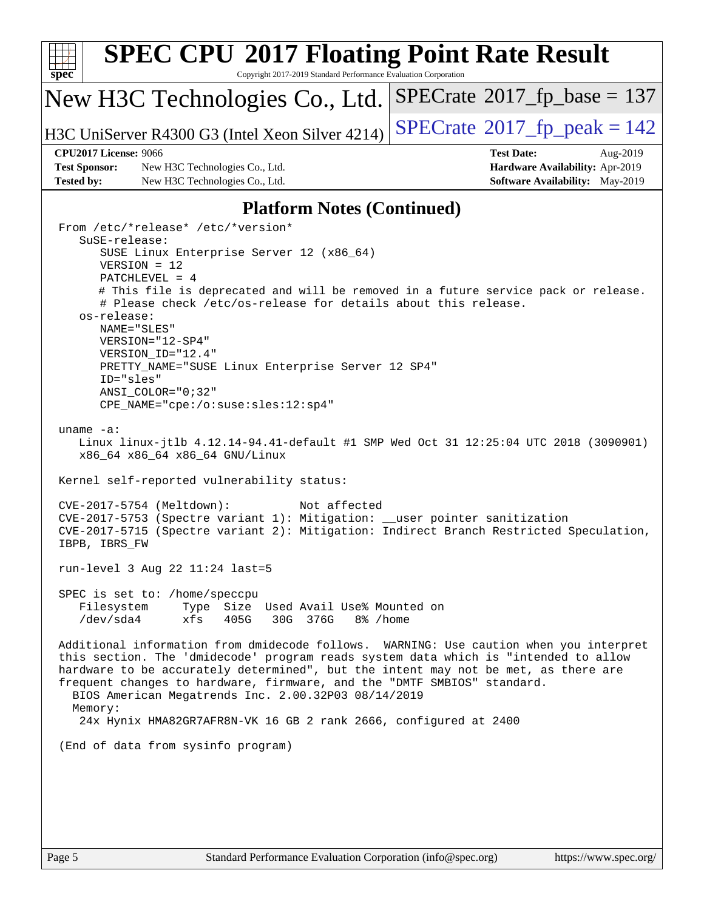## Platform Notes (Continued)

```
From /etc/*release* /etc/*version*
   SuSE-release:
      SUSE Linux Enterprise Server 12 (x86_64)
      VERSION = 12
      PATCHLEVEL = 4
      # This file is deprecated and will be removed in a future service pack or release.
      # Please check /etc/os-release for details about this release.
   os-release:
      NAME="SLES"
      VERSION="12-SP4"
      VERSION_ID="12.4"
      PRETTY_NAME="SUSE Linux Enterprise Server 12 SP4"
      ID="sles"
      ANSI_COLOR="0;32"
      CPE_NAME="cpe:/o:suse:sles:12:sp4"

uname -a:
   Linux linux-jtlb 4.12.14-94.41-default #1 SMP Wed Oct 31 12:25:04 UTC 2018 (3090901)
   x86_64 x86_64 x86_64 GNU/Linux

Kernel self-reported vulnerability status:

CVE-2017-5754 (Meltdown):          Not affected
CVE-2017-5753 (Spectre variant 1): Mitigation: __user pointer sanitization
CVE-2017-5715 (Spectre variant 2): Mitigation: Indirect Branch Restricted Speculation,
IBPB, IBRS_FW

run-level 3 Aug 22 11:24 last=5

SPEC is set to: /home/speccpu
   Filesystem     Type  Size  Used Avail Use% Mounted on
   /dev/sda4      xfs   405G   30G  376G   8% /home

Additional information from dmidecode follows.  WARNING: Use caution when you interpret
this section. The 'dmidecode' program reads system data which is "intended to allow
hardware to be accurately determined", but the intent may not be met, as there are
frequent changes to hardware, firmware, and the "DMTF SMBIOS" standard.
  BIOS American Megatrends Inc. 2.00.32P03 08/14/2019
  Memory:
    24x Hynix HMA82GR7AFR8N-VK 16 GB 2 rank 2666, configured at 2400

(End of data from sysinfo program)
```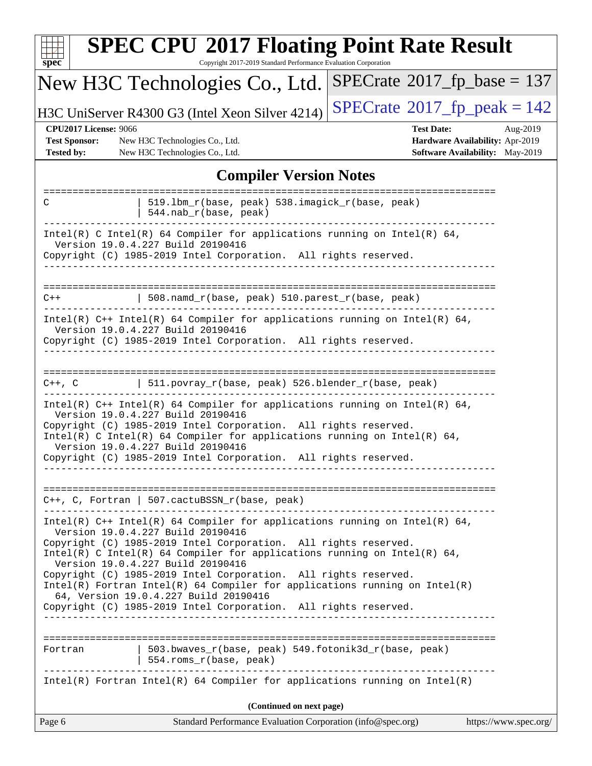# SPEC CPU 2017 Floating Point Rate Result

Copyright 2017-2019 Standard Performance Evaluation Corporation

**New H3C Technologies Co., Ltd.**

**H3C UniServer R4300 G3 (Intel Xeon Silver 4214)**

SPECrate 2017_fp_base = 137

SPECrate 2017_fp_peak = 142

| | | | |
|---|---|---|---|
| **CPU2017 License:** | 9066 | **Test Date:** | Aug-2019 |
| **Test Sponsor:** | New H3C Technologies Co., Ltd. | **Hardware Availability:** | Apr-2019 |
| **Tested by:** | New H3C Technologies Co., Ltd. | **Software Availability:** | May-2019 |

## Compiler Version Notes

```
==============================================================================
C               | 519.lbm_r(base, peak) 538.imagick_r(base, peak)
                | 544.nab_r(base, peak)
------------------------------------------------------------------------------
Intel(R) C Intel(R) 64 Compiler for applications running on Intel(R) 64,
  Version 19.0.4.227 Build 20190416
Copyright (C) 1985-2019 Intel Corporation.  All rights reserved.
------------------------------------------------------------------------------

==============================================================================
C++             | 508.namd_r(base, peak) 510.parest_r(base, peak)
------------------------------------------------------------------------------
Intel(R) C++ Intel(R) 64 Compiler for applications running on Intel(R) 64,
  Version 19.0.4.227 Build 20190416
Copyright (C) 1985-2019 Intel Corporation.  All rights reserved.
------------------------------------------------------------------------------

==============================================================================
C++, C          | 511.povray_r(base, peak) 526.blender_r(base, peak)
------------------------------------------------------------------------------
Intel(R) C++ Intel(R) 64 Compiler for applications running on Intel(R) 64,
  Version 19.0.4.227 Build 20190416
Copyright (C) 1985-2019 Intel Corporation.  All rights reserved.
Intel(R) C Intel(R) 64 Compiler for applications running on Intel(R) 64,
  Version 19.0.4.227 Build 20190416
Copyright (C) 1985-2019 Intel Corporation.  All rights reserved.
------------------------------------------------------------------------------

==============================================================================
C++, C, Fortran | 507.cactuBSSN_r(base, peak)
------------------------------------------------------------------------------
Intel(R) C++ Intel(R) 64 Compiler for applications running on Intel(R) 64,
  Version 19.0.4.227 Build 20190416
Copyright (C) 1985-2019 Intel Corporation.  All rights reserved.
Intel(R) C Intel(R) 64 Compiler for applications running on Intel(R) 64,
  Version 19.0.4.227 Build 20190416
Copyright (C) 1985-2019 Intel Corporation.  All rights reserved.
Intel(R) Fortran Intel(R) 64 Compiler for applications running on Intel(R)
  64, Version 19.0.4.227 Build 20190416
Copyright (C) 1985-2019 Intel Corporation.  All rights reserved.
------------------------------------------------------------------------------

==============================================================================
Fortran         | 503.bwaves_r(base, peak) 549.fotonik3d_r(base, peak)
                | 554.roms_r(base, peak)
------------------------------------------------------------------------------
Intel(R) Fortran Intel(R) 64 Compiler for applications running on Intel(R)
```

**(Continued on next page)**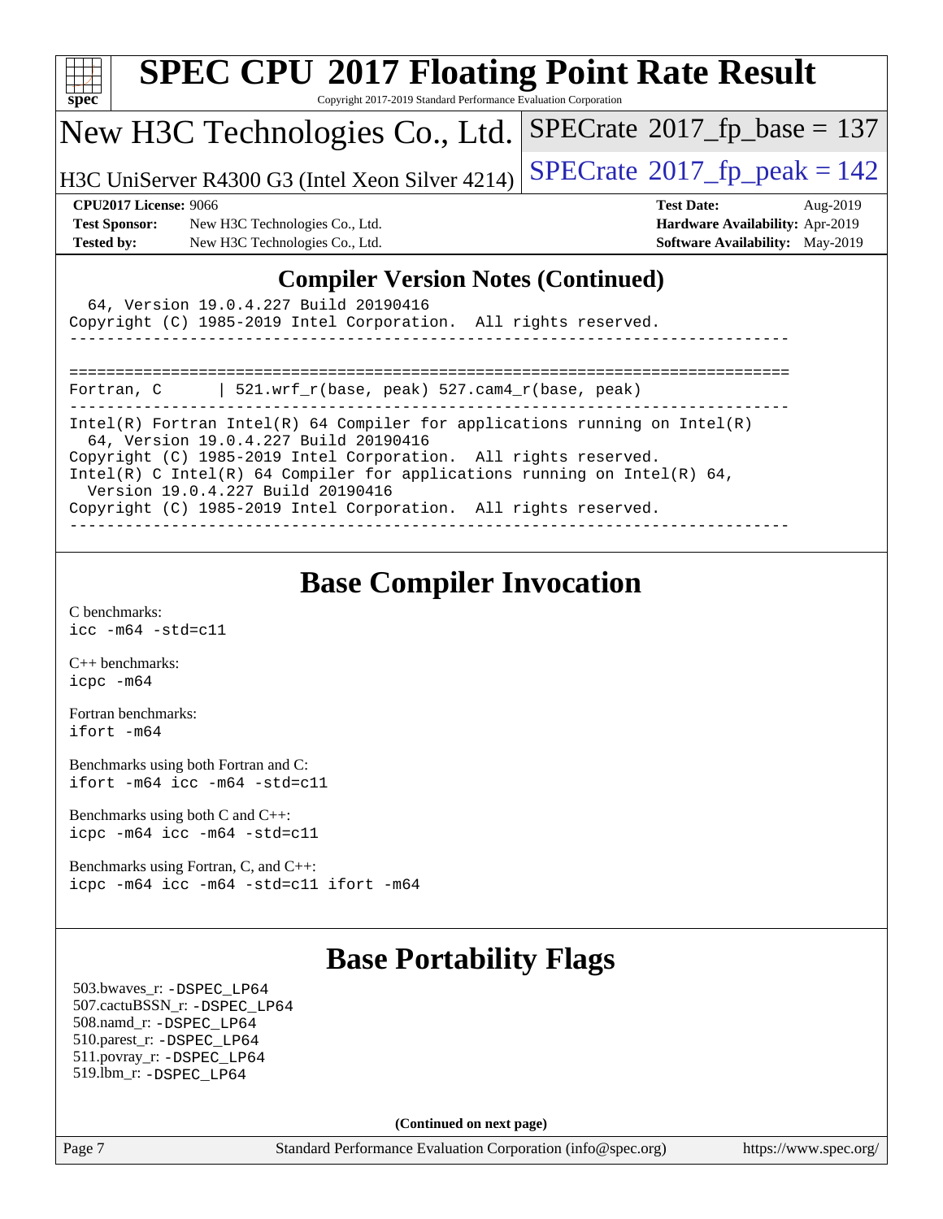# SPEC CPU 2017 Floating Point Rate Result

Copyright 2017-2019 Standard Performance Evaluation Corporation

New H3C Technologies Co., Ltd.

H3C UniServer R4300 G3 (Intel Xeon Silver 4214)

SPECrate 2017_fp_base = 137

SPECrate 2017_fp_peak = 142

**CPU2017 License:** 9066
**Test Sponsor:** New H3C Technologies Co., Ltd.
**Tested by:** New H3C Technologies Co., Ltd.

**Test Date:** Aug-2019
**Hardware Availability:** Apr-2019
**Software Availability:** May-2019

## Compiler Version Notes (Continued)

```
  64, Version 19.0.4.227 Build 20190416
Copyright (C) 1985-2019 Intel Corporation.  All rights reserved.
------------------------------------------------------------------------------

==============================================================================
Fortran, C      | 521.wrf_r(base, peak) 527.cam4_r(base, peak)
------------------------------------------------------------------------------
Intel(R) Fortran Intel(R) 64 Compiler for applications running on Intel(R)
  64, Version 19.0.4.227 Build 20190416
Copyright (C) 1985-2019 Intel Corporation.  All rights reserved.
Intel(R) C Intel(R) 64 Compiler for applications running on Intel(R) 64,
  Version 19.0.4.227 Build 20190416
Copyright (C) 1985-2019 Intel Corporation.  All rights reserved.
------------------------------------------------------------------------------
```

## Base Compiler Invocation

C benchmarks:
`icc -m64 -std=c11`

C++ benchmarks:
`icpc -m64`

Fortran benchmarks:
`ifort -m64`

Benchmarks using both Fortran and C:
`ifort -m64 icc -m64 -std=c11`

Benchmarks using both C and C++:
`icpc -m64 icc -m64 -std=c11`

Benchmarks using Fortran, C, and C++:
`icpc -m64 icc -m64 -std=c11 ifort -m64`

## Base Portability Flags

503.bwaves_r: `-DSPEC_LP64`
507.cactuBSSN_r: `-DSPEC_LP64`
508.namd_r: `-DSPEC_LP64`
510.parest_r: `-DSPEC_LP64`
511.povray_r: `-DSPEC_LP64`
519.lbm_r: `-DSPEC_LP64`

**(Continued on next page)**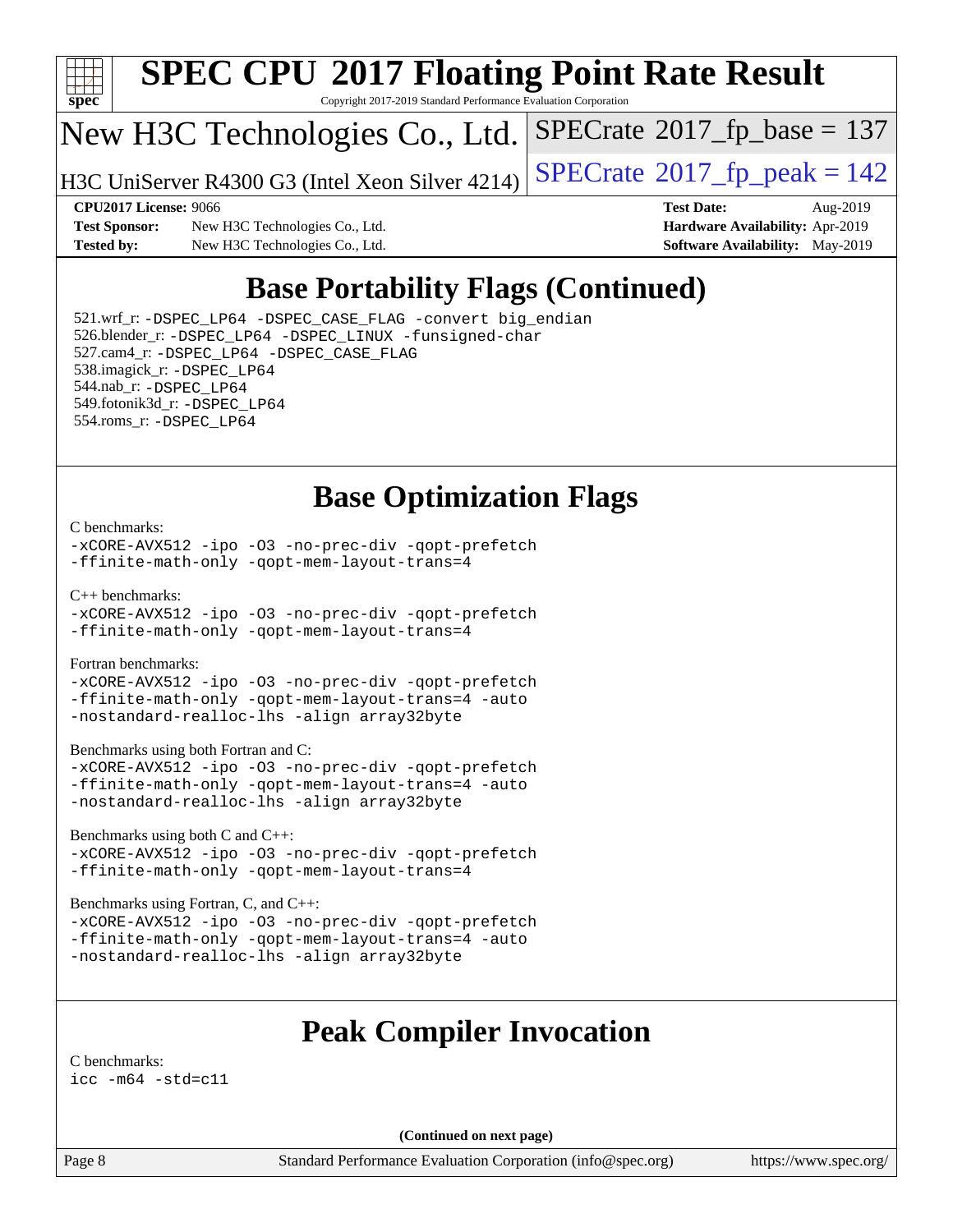# SPEC CPU 2017 Floating Point Rate Result

Copyright 2017-2019 Standard Performance Evaluation Corporation

New H3C Technologies Co., Ltd.

H3C UniServer R4300 G3 (Intel Xeon Silver 4214)

SPECrate 2017_fp_base = 137

SPECrate 2017_fp_peak = 142

**CPU2017 License:** 9066
**Test Sponsor:** New H3C Technologies Co., Ltd.
**Tested by:** New H3C Technologies Co., Ltd.

**Test Date:** Aug-2019
**Hardware Availability:** Apr-2019
**Software Availability:** May-2019

## Base Portability Flags (Continued)

521.wrf_r: -DSPEC_LP64 -DSPEC_CASE_FLAG -convert big_endian
526.blender_r: -DSPEC_LP64 -DSPEC_LINUX -funsigned-char
527.cam4_r: -DSPEC_LP64 -DSPEC_CASE_FLAG
538.imagick_r: -DSPEC_LP64
544.nab_r: -DSPEC_LP64
549.fotonik3d_r: -DSPEC_LP64
554.roms_r: -DSPEC_LP64

## Base Optimization Flags

C benchmarks:
-xCORE-AVX512 -ipo -O3 -no-prec-div -qopt-prefetch
-ffinite-math-only -qopt-mem-layout-trans=4

C++ benchmarks:
-xCORE-AVX512 -ipo -O3 -no-prec-div -qopt-prefetch
-ffinite-math-only -qopt-mem-layout-trans=4

Fortran benchmarks:
-xCORE-AVX512 -ipo -O3 -no-prec-div -qopt-prefetch
-ffinite-math-only -qopt-mem-layout-trans=4 -auto
-nostandard-realloc-lhs -align array32byte

Benchmarks using both Fortran and C:
-xCORE-AVX512 -ipo -O3 -no-prec-div -qopt-prefetch
-ffinite-math-only -qopt-mem-layout-trans=4 -auto
-nostandard-realloc-lhs -align array32byte

Benchmarks using both C and C++:
-xCORE-AVX512 -ipo -O3 -no-prec-div -qopt-prefetch
-ffinite-math-only -qopt-mem-layout-trans=4

Benchmarks using Fortran, C, and C++:
-xCORE-AVX512 -ipo -O3 -no-prec-div -qopt-prefetch
-ffinite-math-only -qopt-mem-layout-trans=4 -auto
-nostandard-realloc-lhs -align array32byte

## Peak Compiler Invocation

C benchmarks:
icc -m64 -std=c11

**(Continued on next page)**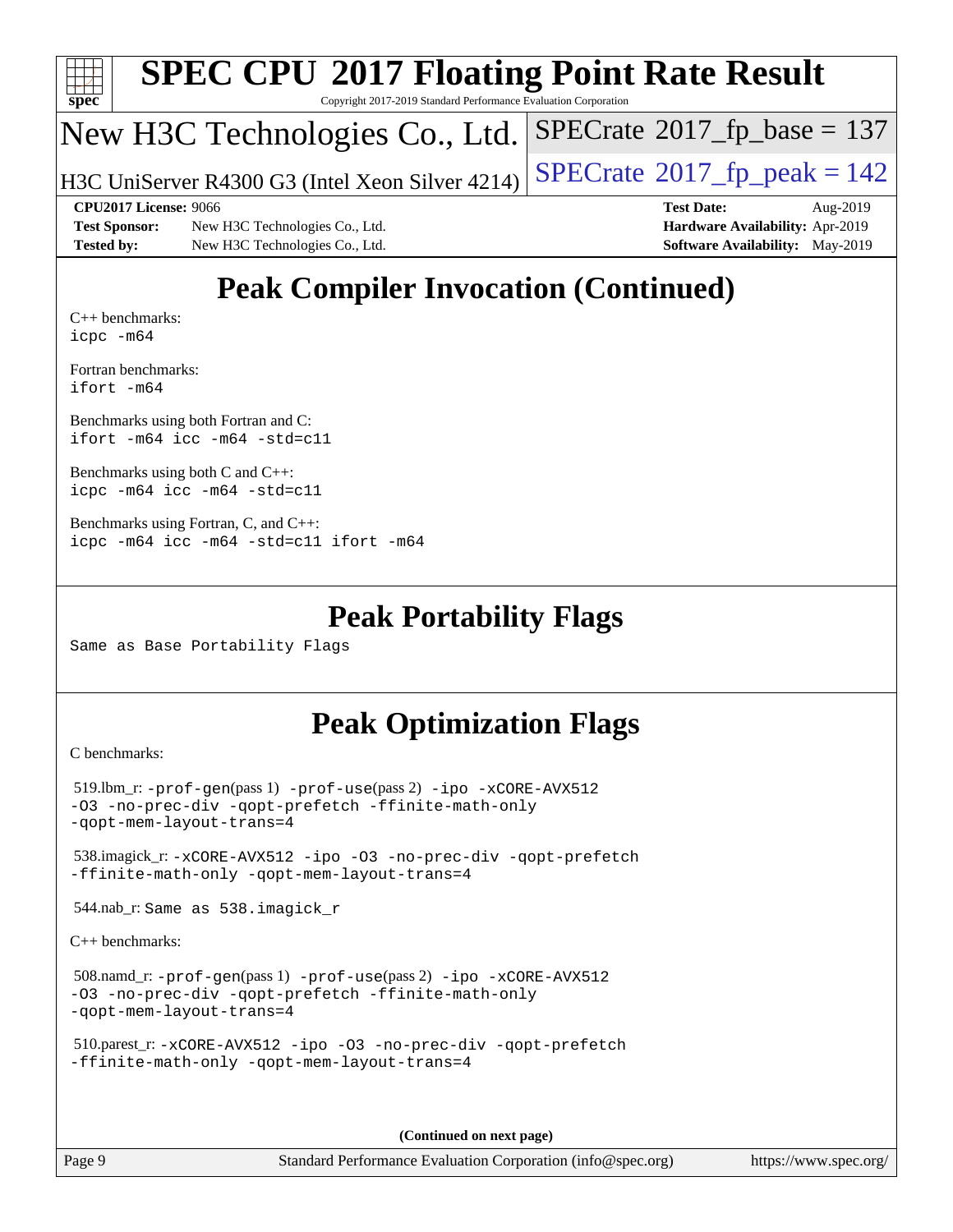# Peak Compiler Invocation (Continued)

C++ benchmarks:
`icpc -m64`

Fortran benchmarks:
`ifort -m64`

Benchmarks using both Fortran and C:
`ifort -m64 icc -m64 -std=c11`

Benchmarks using both C and C++:
`icpc -m64 icc -m64 -std=c11`

Benchmarks using Fortran, C, and C++:
`icpc -m64 icc -m64 -std=c11 ifort -m64`

# Peak Portability Flags

Same as Base Portability Flags

# Peak Optimization Flags

C benchmarks:

519.lbm_r: `-prof-gen`(pass 1) `-prof-use`(pass 2) `-ipo -xCORE-AVX512 -O3 -no-prec-div -qopt-prefetch -ffinite-math-only -qopt-mem-layout-trans=4`

538.imagick_r: `-xCORE-AVX512 -ipo -O3 -no-prec-div -qopt-prefetch -ffinite-math-only -qopt-mem-layout-trans=4`

544.nab_r: Same as 538.imagick_r

C++ benchmarks:

508.namd_r: `-prof-gen`(pass 1) `-prof-use`(pass 2) `-ipo -xCORE-AVX512 -O3 -no-prec-div -qopt-prefetch -ffinite-math-only -qopt-mem-layout-trans=4`

510.parest_r: `-xCORE-AVX512 -ipo -O3 -no-prec-div -qopt-prefetch -ffinite-math-only -qopt-mem-layout-trans=4`

**(Continued on next page)**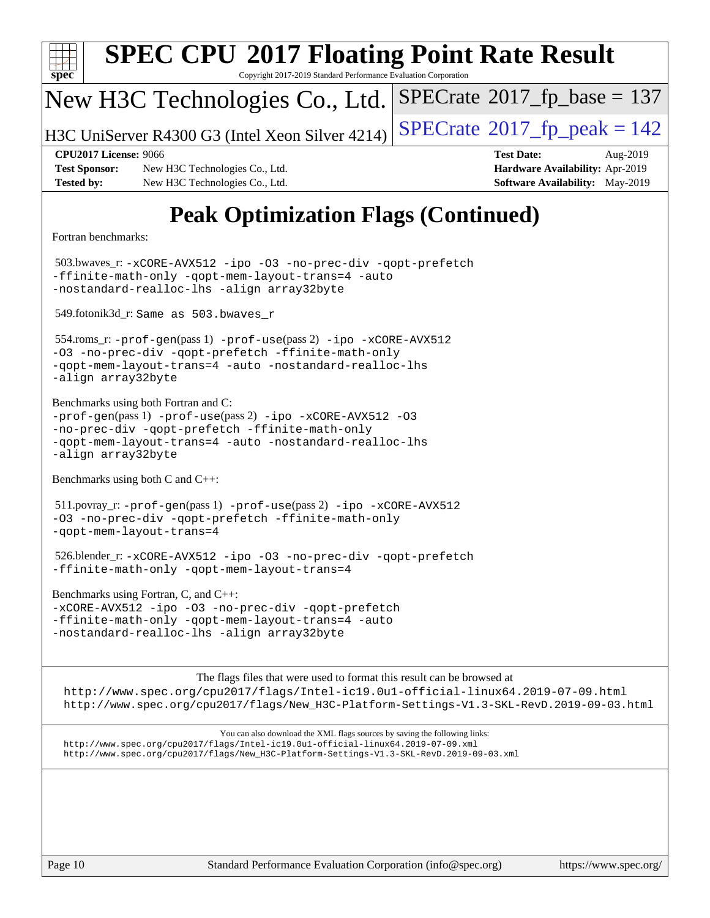# SPEC CPU 2017 Floating Point Rate Result

Copyright 2017-2019 Standard Performance Evaluation Corporation

## New H3C Technologies Co., Ltd.

H3C UniServer R4300 G3 (Intel Xeon Silver 4214)

SPECrate 2017_fp_base = 137

SPECrate 2017_fp_peak = 142

**CPU2017 License:** 9066
**Test Sponsor:** New H3C Technologies Co., Ltd.
**Tested by:** New H3C Technologies Co., Ltd.

**Test Date:** Aug-2019
**Hardware Availability:** Apr-2019
**Software Availability:** May-2019

# Peak Optimization Flags (Continued)

Fortran benchmarks:

503.bwaves_r: `-xCORE-AVX512 -ipo -O3 -no-prec-div -qopt-prefetch -ffinite-math-only -qopt-mem-layout-trans=4 -auto -nostandard-realloc-lhs -align array32byte`

549.fotonik3d_r: `Same as 503.bwaves_r`

554.roms_r: `-prof-gen`(pass 1) `-prof-use`(pass 2) `-ipo -xCORE-AVX512 -O3 -no-prec-div -qopt-prefetch -ffinite-math-only -qopt-mem-layout-trans=4 -auto -nostandard-realloc-lhs -align array32byte`

Benchmarks using both Fortran and C:
`-prof-gen`(pass 1) `-prof-use`(pass 2) `-ipo -xCORE-AVX512 -O3 -no-prec-div -qopt-prefetch -ffinite-math-only -qopt-mem-layout-trans=4 -auto -nostandard-realloc-lhs -align array32byte`

Benchmarks using both C and C++:

511.povray_r: `-prof-gen`(pass 1) `-prof-use`(pass 2) `-ipo -xCORE-AVX512 -O3 -no-prec-div -qopt-prefetch -ffinite-math-only -qopt-mem-layout-trans=4`

526.blender_r: `-xCORE-AVX512 -ipo -O3 -no-prec-div -qopt-prefetch -ffinite-math-only -qopt-mem-layout-trans=4`

Benchmarks using Fortran, C, and C++:
`-xCORE-AVX512 -ipo -O3 -no-prec-div -qopt-prefetch -ffinite-math-only -qopt-mem-layout-trans=4 -auto -nostandard-realloc-lhs -align array32byte`

The flags files that were used to format this result can be browsed at
http://www.spec.org/cpu2017/flags/Intel-ic19.0u1-official-linux64.2019-07-09.html
http://www.spec.org/cpu2017/flags/New_H3C-Platform-Settings-V1.3-SKL-RevD.2019-09-03.html

You can also download the XML flags sources by saving the following links:
http://www.spec.org/cpu2017/flags/Intel-ic19.0u1-official-linux64.2019-07-09.xml
http://www.spec.org/cpu2017/flags/New_H3C-Platform-Settings-V1.3-SKL-RevD.2019-09-03.xml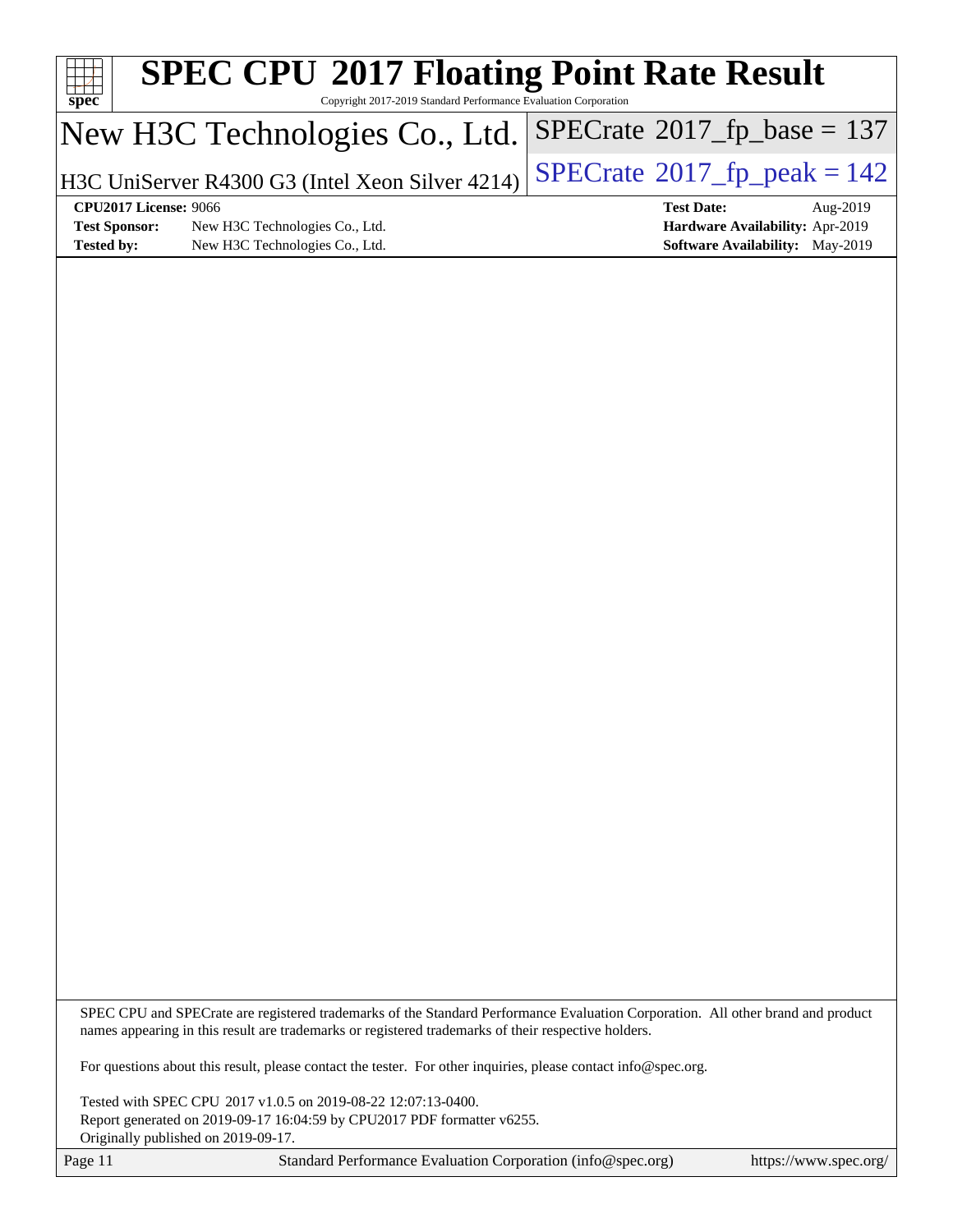SPEC CPU and SPECrate are registered trademarks of the Standard Performance Evaluation Corporation. All other brand and product names appearing in this result are trademarks or registered trademarks of their respective holders.

For questions about this result, please contact the tester. For other inquiries, please contact info@spec.org.

Tested with SPEC CPU 2017 v1.0.5 on 2019-08-22 12:07:13-0400.
Report generated on 2019-09-17 16:04:59 by CPU2017 PDF formatter v6255.
Originally published on 2019-09-17.